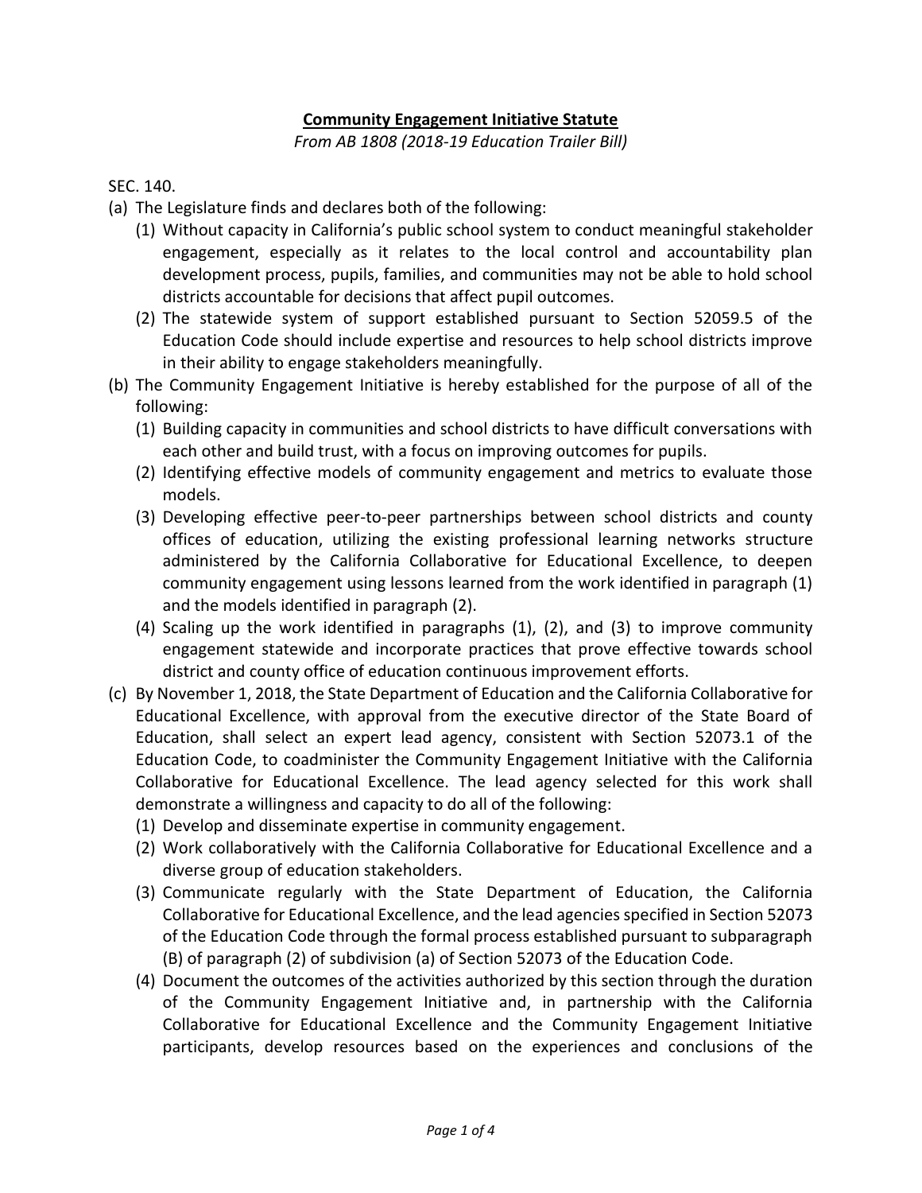# **Community Engagement Initiative Statute**

*From AB 1808 (2018-19 Education Trailer Bill)*

SEC. 140.

(a) The Legislature finds and declares both of the following:

(1) Without capacity in California's public school system to conduct meaningful stakeholder engagement, especially as it relates to the local control and accountability plan development process, pupils, families, and communities may not be able to hold school districts accountable for decisions that affect pupil outcomes.

(2) The statewide system of support established pursuant to Section 52059.5 of the Education Code should include expertise and resources to help school districts improve in their ability to engage stakeholders meaningfully.

(b) The Community Engagement Initiative is hereby established for the purpose of all of the following:

(1) Building capacity in communities and school districts to have difficult conversations with each other and build trust, with a focus on improving outcomes for pupils.

(2) Identifying effective models of community engagement and metrics to evaluate those models.

(3) Developing effective peer-to-peer partnerships between school districts and county offices of education, utilizing the existing professional learning networks structure administered by the California Collaborative for Educational Excellence, to deepen community engagement using lessons learned from the work identified in paragraph (1) and the models identified in paragraph (2).

(4) Scaling up the work identified in paragraphs (1), (2), and (3) to improve community engagement statewide and incorporate practices that prove effective towards school district and county office of education continuous improvement efforts.

(c) By November 1, 2018, the State Department of Education and the California Collaborative for Educational Excellence, with approval from the executive director of the State Board of Education, shall select an expert lead agency, consistent with Section 52073.1 of the Education Code, to coadminister the Community Engagement Initiative with the California Collaborative for Educational Excellence. The lead agency selected for this work shall demonstrate a willingness and capacity to do all of the following:

(1) Develop and disseminate expertise in community engagement.

(2) Work collaboratively with the California Collaborative for Educational Excellence and a diverse group of education stakeholders.

(3) Communicate regularly with the State Department of Education, the California Collaborative for Educational Excellence, and the lead agencies specified in Section 52073 of the Education Code through the formal process established pursuant to subparagraph (B) of paragraph (2) of subdivision (a) of Section 52073 of the Education Code.

(4) Document the outcomes of the activities authorized by this section through the duration of the Community Engagement Initiative and, in partnership with the California Collaborative for Educational Excellence and the Community Engagement Initiative participants, develop resources based on the experiences and conclusions of the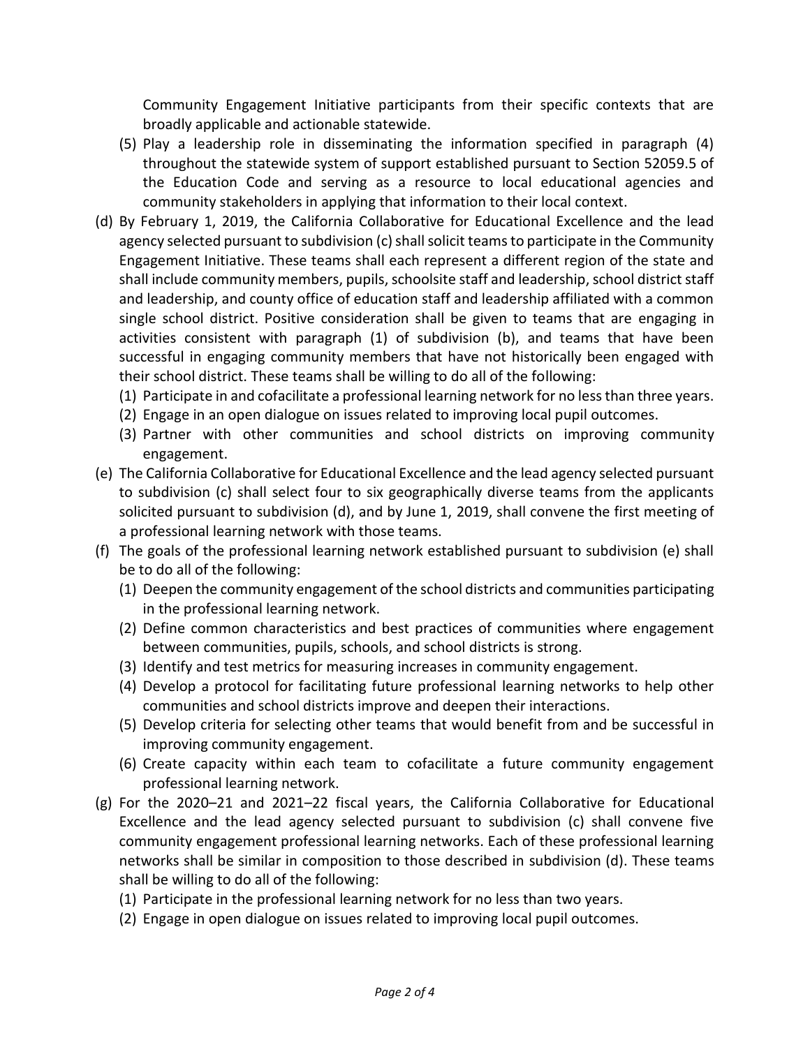Community Engagement Initiative participants from their specific contexts that are broadly applicable and actionable statewide.

(5) Play a leadership role in disseminating the information specified in paragraph (4) throughout the statewide system of support established pursuant to Section 52059.5 of the Education Code and serving as a resource to local educational agencies and community stakeholders in applying that information to their local context.

(d) By February 1, 2019, the California Collaborative for Educational Excellence and the lead agency selected pursuant to subdivision (c) shall solicit teams to participate in the Community Engagement Initiative. These teams shall each represent a different region of the state and shall include community members, pupils, schoolsite staff and leadership, school district staff and leadership, and county office of education staff and leadership affiliated with a common single school district. Positive consideration shall be given to teams that are engaging in activities consistent with paragraph (1) of subdivision (b), and teams that have been successful in engaging community members that have not historically been engaged with their school district. These teams shall be willing to do all of the following:

(1) Participate in and cofacilitate a professional learning network for no less than three years.

(2) Engage in an open dialogue on issues related to improving local pupil outcomes.

(3) Partner with other communities and school districts on improving community engagement.

(e) The California Collaborative for Educational Excellence and the lead agency selected pursuant to subdivision (c) shall select four to six geographically diverse teams from the applicants solicited pursuant to subdivision (d), and by June 1, 2019, shall convene the first meeting of a professional learning network with those teams.

(f) The goals of the professional learning network established pursuant to subdivision (e) shall be to do all of the following:

(1) Deepen the community engagement of the school districts and communities participating in the professional learning network.

(2) Define common characteristics and best practices of communities where engagement between communities, pupils, schools, and school districts is strong.

(3) Identify and test metrics for measuring increases in community engagement.

(4) Develop a protocol for facilitating future professional learning networks to help other communities and school districts improve and deepen their interactions.

(5) Develop criteria for selecting other teams that would benefit from and be successful in improving community engagement.

(6) Create capacity within each team to cofacilitate a future community engagement professional learning network.

(g) For the 2020–21 and 2021–22 fiscal years, the California Collaborative for Educational Excellence and the lead agency selected pursuant to subdivision (c) shall convene five community engagement professional learning networks. Each of these professional learning networks shall be similar in composition to those described in subdivision (d). These teams shall be willing to do all of the following:

(1) Participate in the professional learning network for no less than two years.

(2) Engage in open dialogue on issues related to improving local pupil outcomes.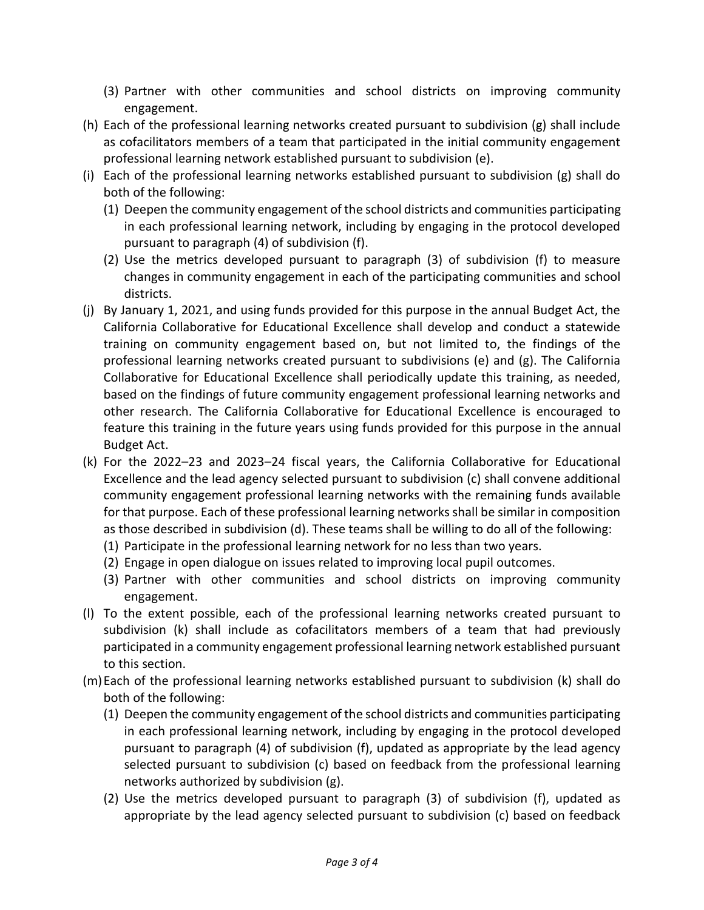(3) Partner with other communities and school districts on improving community engagement.

(h) Each of the professional learning networks created pursuant to subdivision (g) shall include as cofacilitators members of a team that participated in the initial community engagement professional learning network established pursuant to subdivision (e).

(i) Each of the professional learning networks established pursuant to subdivision (g) shall do both of the following:

(1) Deepen the community engagement of the school districts and communities participating in each professional learning network, including by engaging in the protocol developed pursuant to paragraph (4) of subdivision (f).

(2) Use the metrics developed pursuant to paragraph (3) of subdivision (f) to measure changes in community engagement in each of the participating communities and school districts.

(j) By January 1, 2021, and using funds provided for this purpose in the annual Budget Act, the California Collaborative for Educational Excellence shall develop and conduct a statewide training on community engagement based on, but not limited to, the findings of the professional learning networks created pursuant to subdivisions (e) and (g). The California Collaborative for Educational Excellence shall periodically update this training, as needed, based on the findings of future community engagement professional learning networks and other research. The California Collaborative for Educational Excellence is encouraged to feature this training in the future years using funds provided for this purpose in the annual Budget Act.

(k) For the 2022–23 and 2023–24 fiscal years, the California Collaborative for Educational Excellence and the lead agency selected pursuant to subdivision (c) shall convene additional community engagement professional learning networks with the remaining funds available for that purpose. Each of these professional learning networks shall be similar in composition as those described in subdivision (d). These teams shall be willing to do all of the following:

(1) Participate in the professional learning network for no less than two years.

(2) Engage in open dialogue on issues related to improving local pupil outcomes.

(3) Partner with other communities and school districts on improving community engagement.

(l) To the extent possible, each of the professional learning networks created pursuant to subdivision (k) shall include as cofacilitators members of a team that had previously participated in a community engagement professional learning network established pursuant to this section.

(m) Each of the professional learning networks established pursuant to subdivision (k) shall do both of the following:

(1) Deepen the community engagement of the school districts and communities participating in each professional learning network, including by engaging in the protocol developed pursuant to paragraph (4) of subdivision (f), updated as appropriate by the lead agency selected pursuant to subdivision (c) based on feedback from the professional learning networks authorized by subdivision (g).

(2) Use the metrics developed pursuant to paragraph (3) of subdivision (f), updated as appropriate by the lead agency selected pursuant to subdivision (c) based on feedback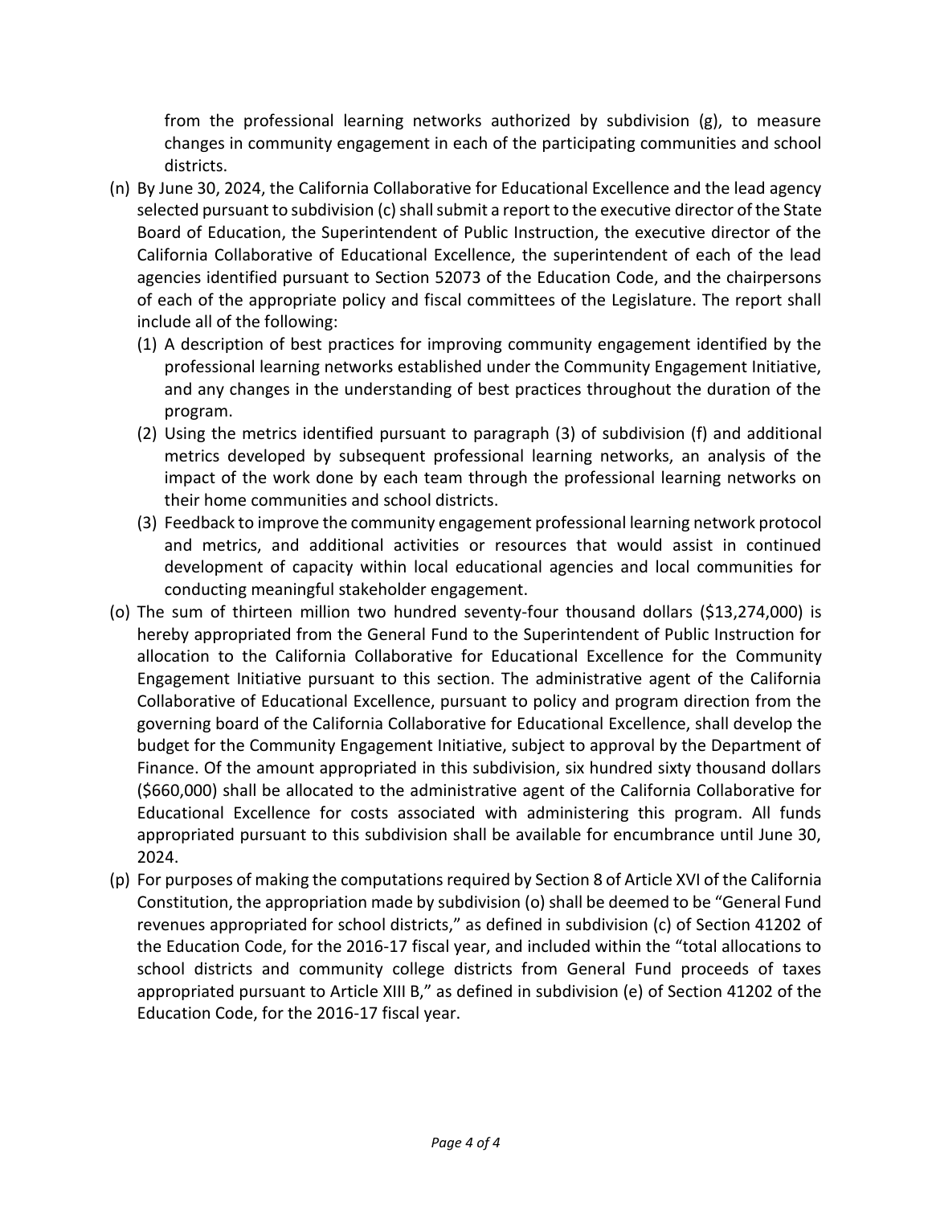from the professional learning networks authorized by subdivision (g), to measure changes in community engagement in each of the participating communities and school districts.

(n) By June 30, 2024, the California Collaborative for Educational Excellence and the lead agency selected pursuant to subdivision (c) shall submit a report to the executive director of the State Board of Education, the Superintendent of Public Instruction, the executive director of the California Collaborative of Educational Excellence, the superintendent of each of the lead agencies identified pursuant to Section 52073 of the Education Code, and the chairpersons of each of the appropriate policy and fiscal committees of the Legislature. The report shall include all of the following:

   (1) A description of best practices for improving community engagement identified by the professional learning networks established under the Community Engagement Initiative, and any changes in the understanding of best practices throughout the duration of the program.

   (2) Using the metrics identified pursuant to paragraph (3) of subdivision (f) and additional metrics developed by subsequent professional learning networks, an analysis of the impact of the work done by each team through the professional learning networks on their home communities and school districts.

   (3) Feedback to improve the community engagement professional learning network protocol and metrics, and additional activities or resources that would assist in continued development of capacity within local educational agencies and local communities for conducting meaningful stakeholder engagement.

(o) The sum of thirteen million two hundred seventy-four thousand dollars ($13,274,000) is hereby appropriated from the General Fund to the Superintendent of Public Instruction for allocation to the California Collaborative for Educational Excellence for the Community Engagement Initiative pursuant to this section. The administrative agent of the California Collaborative of Educational Excellence, pursuant to policy and program direction from the governing board of the California Collaborative for Educational Excellence, shall develop the budget for the Community Engagement Initiative, subject to approval by the Department of Finance. Of the amount appropriated in this subdivision, six hundred sixty thousand dollars ($660,000) shall be allocated to the administrative agent of the California Collaborative for Educational Excellence for costs associated with administering this program. All funds appropriated pursuant to this subdivision shall be available for encumbrance until June 30, 2024.

(p) For purposes of making the computations required by Section 8 of Article XVI of the California Constitution, the appropriation made by subdivision (o) shall be deemed to be "General Fund revenues appropriated for school districts," as defined in subdivision (c) of Section 41202 of the Education Code, for the 2016-17 fiscal year, and included within the "total allocations to school districts and community college districts from General Fund proceeds of taxes appropriated pursuant to Article XIII B," as defined in subdivision (e) of Section 41202 of the Education Code, for the 2016-17 fiscal year.